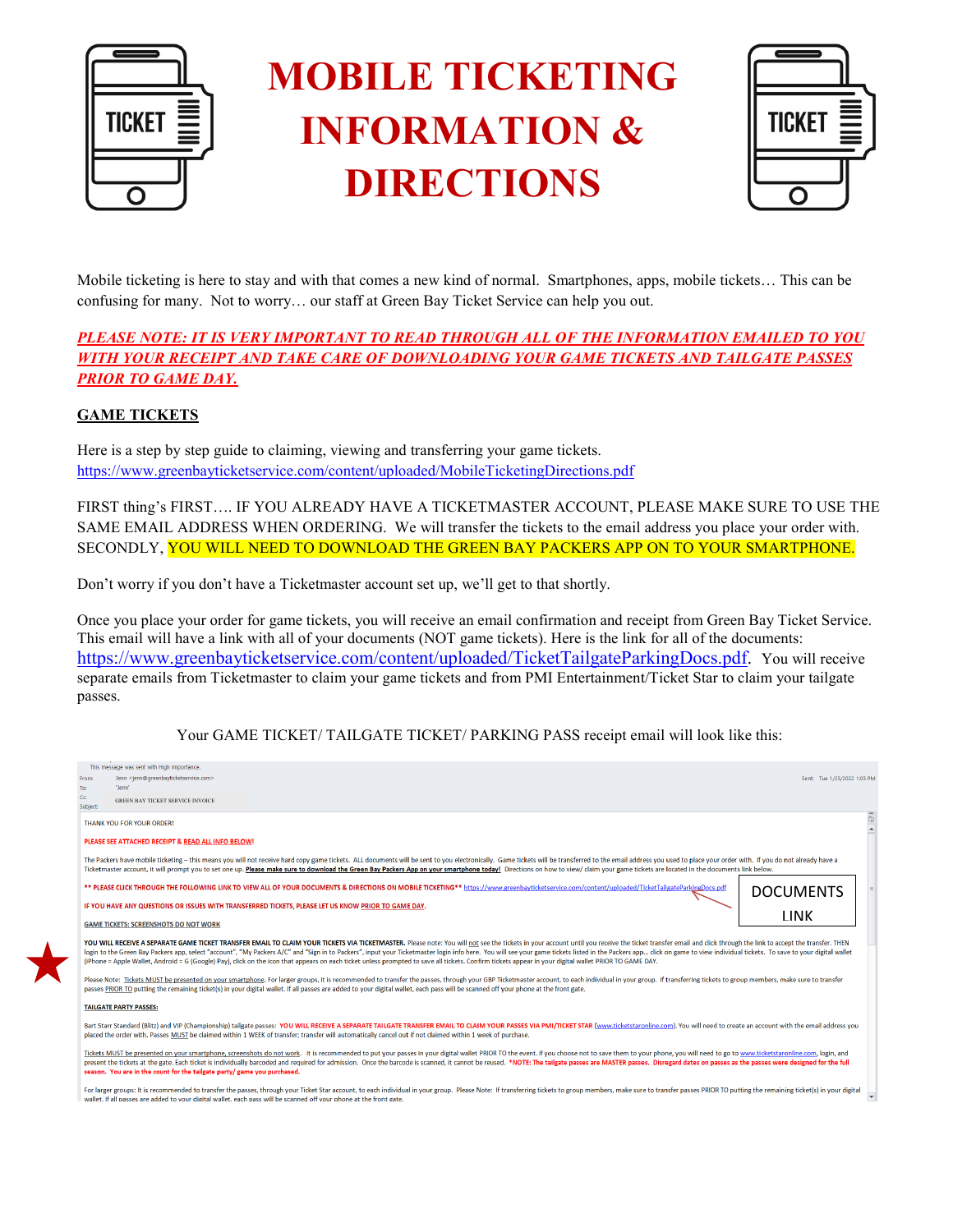# MOBILE TICKETING INFORMATION & DIRECTIONS

Mobile ticketing is here to stay and with that comes a new kind of normal. Smartphones, apps, mobile tickets… This can be confusing for many. Not to worry… our staff at Green Bay Ticket Service can help you out.

***PLEASE NOTE: IT IS VERY IMPORTANT TO READ THROUGH ALL OF THE INFORMATION EMAILED TO YOU WITH YOUR RECEIPT AND TAKE CARE OF DOWNLOADING YOUR GAME TICKETS AND TAILGATE PASSES PRIOR TO GAME DAY.***

**GAME TICKETS**

Here is a step by step guide to claiming, viewing and transferring your game tickets.
https://www.greenbayticketservice.com/content/uploaded/MobileTicketingDirections.pdf

FIRST thing's FIRST…. IF YOU ALREADY HAVE A TICKETMASTER ACCOUNT, PLEASE MAKE SURE TO USE THE SAME EMAIL ADDRESS WHEN ORDERING. We will transfer the tickets to the email address you place your order with. SECONDLY, YOU WILL NEED TO DOWNLOAD THE GREEN BAY PACKERS APP ON TO YOUR SMARTPHONE.

Don't worry if you don't have a Ticketmaster account set up, we'll get to that shortly.

Once you place your order for game tickets, you will receive an email confirmation and receipt from Green Bay Ticket Service. This email will have a link with all of your documents (NOT game tickets). Here is the link for all of the documents: https://www.greenbayticketservice.com/content/uploaded/TicketTailgateParkingDocs.pdf. You will receive separate emails from Ticketmaster to claim your game tickets and from PMI Entertainment/Ticket Star to claim your tailgate passes.

Your GAME TICKET/ TAILGATE TICKET/ PARKING PASS receipt email will look like this:

This message was sent with High importance.
From: Jenn <jenn@greenbayticketservice.com>
To: 'Jenn'
Cc:
Subject: GREEN BAY TICKET SERVICE INVOICE
Sent: Tue 1/25/2022 1:03 PM

THANK YOU FOR YOUR ORDER!

PLEASE SEE ATTACHED RECEIPT & READ ALL INFO BELOW!

The Packers have mobile ticketing – this means you will not receive hard copy game tickets. ALL documents will be sent to you electronically. Game tickets will be transferred to the email address you used to place your order with. If you do not already have a Ticketmaster account, it will prompt you to set one up. **Please make sure to download the Green Bay Packers App on your smartphone today!** Directions on how to view/ claim your game tickets are located in the documents link below.

\*\* PLEASE CLICK THROUGH THE FOLLOWING LINK TO VIEW ALL OF YOUR DOCUMENTS & DIRECTIONS ON MOBILE TICKETING\*\* https://www.greenbayticketservice.com/content/uploaded/TicketTailgateParkingDocs.pdf

DOCUMENTS LINK

IF YOU HAVE ANY QUESTIONS OR ISSUES WITH TRANSFERRED TICKETS, PLEASE LET US KNOW PRIOR TO GAME DAY.

**GAME TICKETS: SCREENSHOTS DO NOT WORK**

**YOU WILL RECEIVE A SEPARATE GAME TICKET TRANSFER EMAIL TO CLAIM YOUR TICKETS VIA TICKETMASTER.** Please note: You will not see the tickets in your account until you receive the ticket transfer email and click through the link to accept the transfer. THEN login to the Green Bay Packers app, select "account", "My Packers A/C" and "Sign in to Packers", input your Ticketmaster login info here. You will see your game tickets listed in the Packers app… click on game to view individual tickets. To save to your digital wallet (iPhone = Apple Wallet, Android = G (Google) Pay), click on the icon that appears on each ticket unless prompted to save all tickets. Confirm tickets appear in your digital wallet PRIOR TO GAME DAY.

Please Note: Tickets MUST be presented on your smartphone. For larger groups, it is recommended to transfer the passes, through your GBP Ticketmaster account, to each individual in your group. If transferring tickets to group members, make sure to transfer passes PRIOR TO putting the remaining ticket(s) in your digital wallet. If all passes are added to your digital wallet, each pass will be scanned off your phone at the front gate.

**TAILGATE PARTY PASSES:**

Bart Starr Standard (Blitz) and VIP (Championship) tailgate passes: YOU WILL RECEIVE A SEPARATE TAILGATE TRANSFER EMAIL TO CLAIM YOUR PASSES VIA PMI/TICKET STAR (www.ticketstaronline.com). You will need to create an account with the email address you placed the order with. Passes MUST be claimed within 1 WEEK of transfer; transfer will automatically cancel out if not claimed within 1 week of purchase.

Tickets MUST be presented on your smartphone, screenshots do not work. It is recommended to put your passes in your digital wallet PRIOR TO the event. If you choose not to save them to your phone, you will need to go to www.ticketstaronline.com, login, and present the tickets at the gate. Each ticket is individually barcoded and required for admission. Once the barcode is scanned, it cannot be reused. **\*NOTE: The tailgate passes are MASTER passes. Disregard dates on passes as the passes were designed for the full season. You are in the count for the tailgate party/ game you purchased.**

For larger groups: It is recommended to transfer the passes, through your Ticket Star account, to each individual in your group. Please Note: If transferring tickets to group members, make sure to transfer passes PRIOR TO putting the remaining ticket(s) in your digital wallet. If all passes are added to your digital wallet, each pass will be scanned off your phone at the front gate.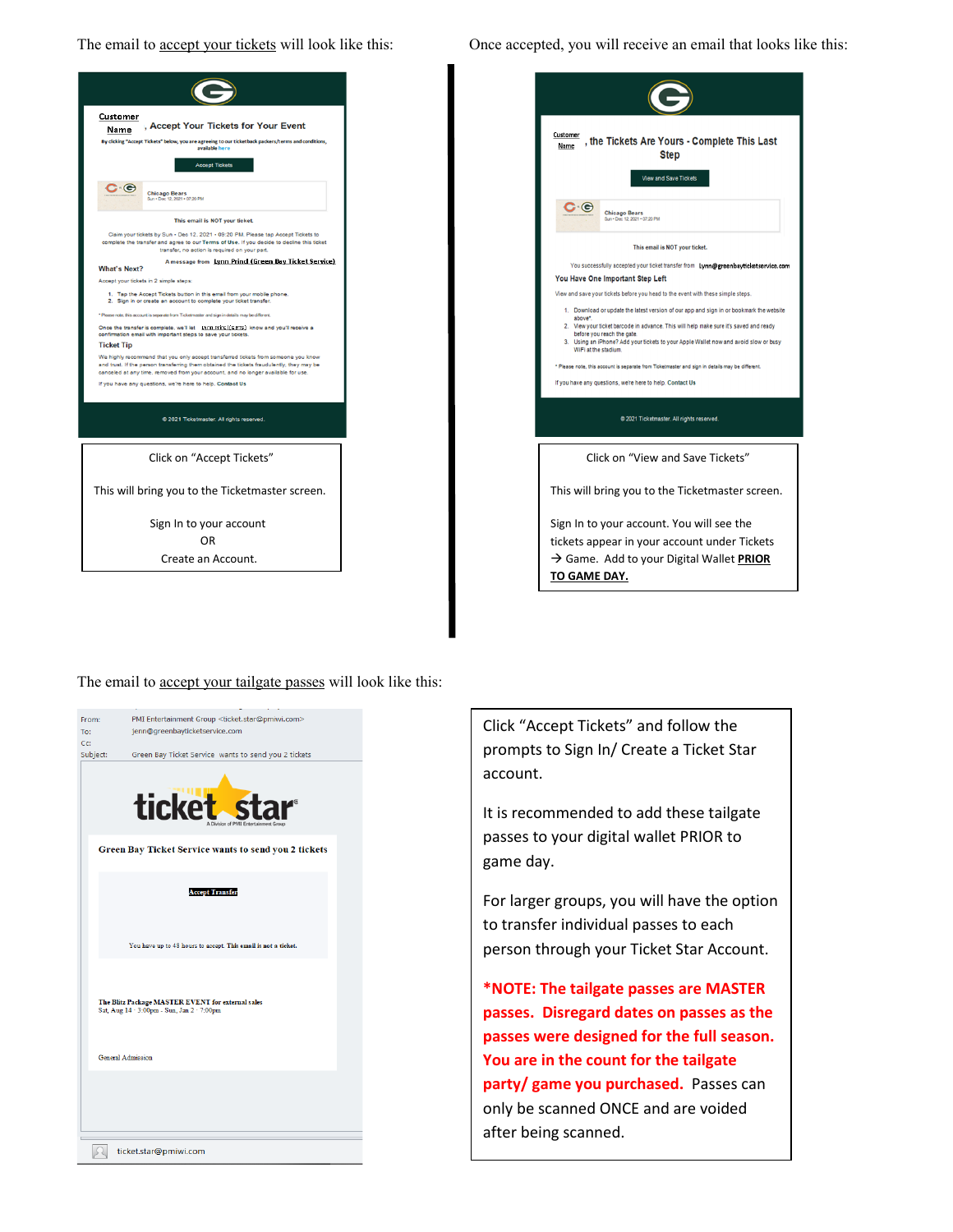The email to <u>accept your tickets</u> will look like this:

Customer Name, Accept Your Tickets for Your Event

By clicking "Accept Tickets" below, you are agreeing to our ticketback packers/terms and conditions, available here

Accept Tickets

Chicago Bears
Sun • Dec 12, 2021 • 07:20 PM

This email is NOT your ticket.

Claim your tickets by Sun • Dec 12, 2021 • 09:20 PM. Please tap Accept Tickets to complete the transfer and agree to our Terms of Use. If you decide to decline this ticket transfer, no action is required on your part.

A message from Lynn Prindl (Green Bay Ticket Service)

What's Next?

Accept your tickets in 2 simple steps:

1. Tap the Accept Tickets button in this email from your mobile phone.
2. Sign in or create an account to complete your ticket transfer.

* Please note, this account is separate from Ticketmaster and sign in details may be different.

Once the transfer is complete, we'll let Lynn Prindl (Gets) know and you'll receive a confirmation email with important steps to save your tickets.

Ticket Tip

We highly recommend that you only accept transferred tickets from someone you know and trust. If the person transferring them obtained the tickets fraudulently, they may be canceled at any time, removed from your account, and no longer available for use.

If you have any questions, we're here to help. Contact Us

© 2021 Ticketmaster. All rights reserved.

Click on "Accept Tickets"

This will bring you to the Ticketmaster screen.

Sign In to your account
OR
Create an Account.

Once accepted, you will receive an email that looks like this:

Customer Name, the Tickets Are Yours - Complete This Last Step

View and Save Tickets

Chicago Bears
Sun • Dec 12, 2021 • 07:20 PM

This email is NOT your ticket.

You successfully accepted your ticket transfer from Lynn@greenbayticketservice.com

You Have One Important Step Left

View and save your tickets before you head to the event with these simple steps.

1. Download or update the latest version of our app and sign in or bookmark the website above*.
2. View your ticket barcode in advance. This will help make sure it's saved and ready before you reach the gate.
3. Using an iPhone? Add your tickets to your Apple Wallet now and avoid slow or busy WiFi at the stadium.

* Please note, this account is separate from Ticketmaster and sign in details may be different.

If you have any questions, we're here to help. Contact Us

© 2021 Ticketmaster. All rights reserved.

Click on "View and Save Tickets"

This will bring you to the Ticketmaster screen.

Sign In to your account. You will see the tickets appear in your account under Tickets → Game. Add to your Digital Wallet **<u>PRIOR TO GAME DAY.</u>**

The email to <u>accept your tailgate passes</u> will look like this:

From: PMI Entertainment Group <ticket.star@pmiwi.com>
To: jenn@greenbayticketservice.com
Cc:
Subject: Green Bay Ticket Service wants to send you 2 tickets

ticket star
A Division of PMI Entertainment Group

Green Bay Ticket Service wants to send you 2 tickets

Accept Transfer

You have up to 48 hours to accept. This email is not a ticket.

The Blitz Package MASTER EVENT for external sales
Sat, Aug 14 · 3:00pm - Sun, Jan 2 · 7:00pm

General Admission

ticket.star@pmiwi.com

Click "Accept Tickets" and follow the prompts to Sign In/ Create a Ticket Star account.

It is recommended to add these tailgate passes to your digital wallet PRIOR to game day.

For larger groups, you will have the option to transfer individual passes to each person through your Ticket Star Account.

**\*NOTE: The tailgate passes are MASTER passes. Disregard dates on passes as the passes were designed for the full season. You are in the count for the tailgate party/ game you purchased.** Passes can only be scanned ONCE and are voided after being scanned.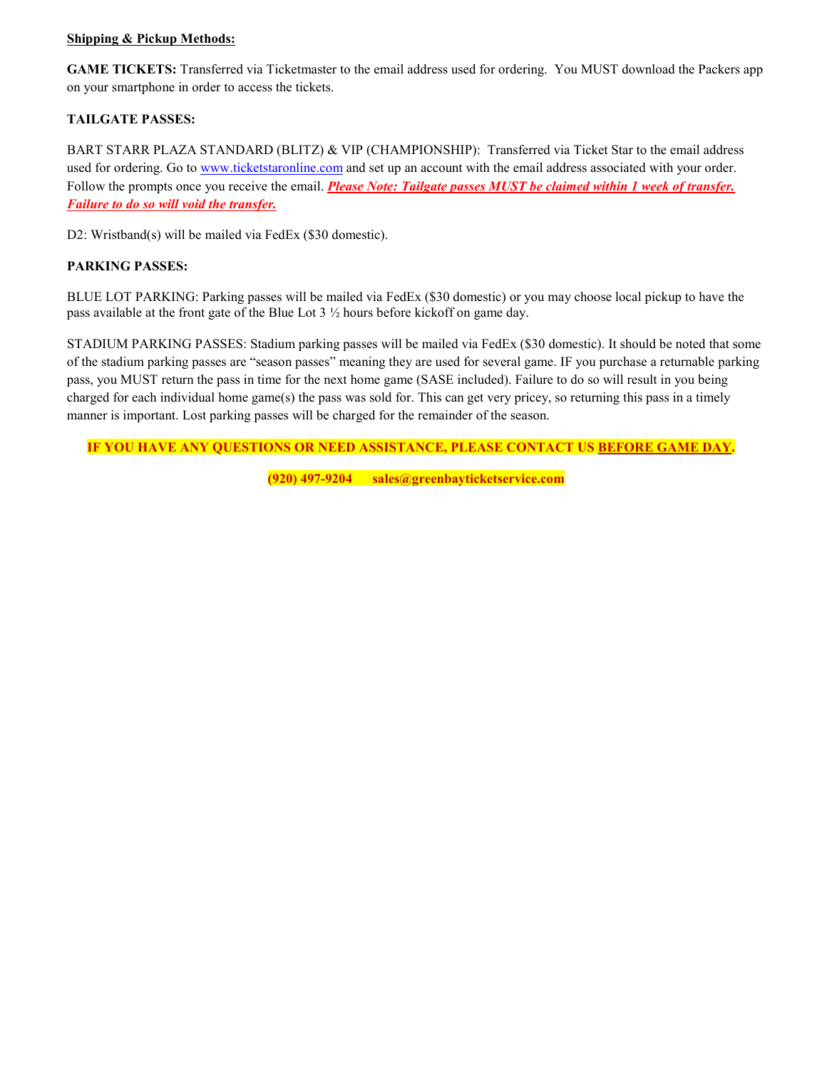**Shipping & Pickup Methods:**

**GAME TICKETS:** Transferred via Ticketmaster to the email address used for ordering. You MUST download the Packers app on your smartphone in order to access the tickets.

**TAILGATE PASSES:**

BART STARR PLAZA STANDARD (BLITZ) & VIP (CHAMPIONSHIP): Transferred via Ticket Star to the email address used for ordering. Go to www.ticketstaronline.com and set up an account with the email address associated with your order. Follow the prompts once you receive the email. ***Please Note: Tailgate passes MUST be claimed within 1 week of transfer. Failure to do so will void the transfer.***

D2: Wristband(s) will be mailed via FedEx ($30 domestic).

**PARKING PASSES:**

BLUE LOT PARKING: Parking passes will be mailed via FedEx ($30 domestic) or you may choose local pickup to have the pass available at the front gate of the Blue Lot 3 ½ hours before kickoff on game day.

STADIUM PARKING PASSES: Stadium parking passes will be mailed via FedEx ($30 domestic). It should be noted that some of the stadium parking passes are "season passes" meaning they are used for several game. IF you purchase a returnable parking pass, you MUST return the pass in time for the next home game (SASE included). Failure to do so will result in you being charged for each individual home game(s) the pass was sold for. This can get very pricey, so returning this pass in a timely manner is important. Lost parking passes will be charged for the remainder of the season.

**IF YOU HAVE ANY QUESTIONS OR NEED ASSISTANCE, PLEASE CONTACT US BEFORE GAME DAY.**

**(920) 497-9204 sales@greenbayticketservice.com**